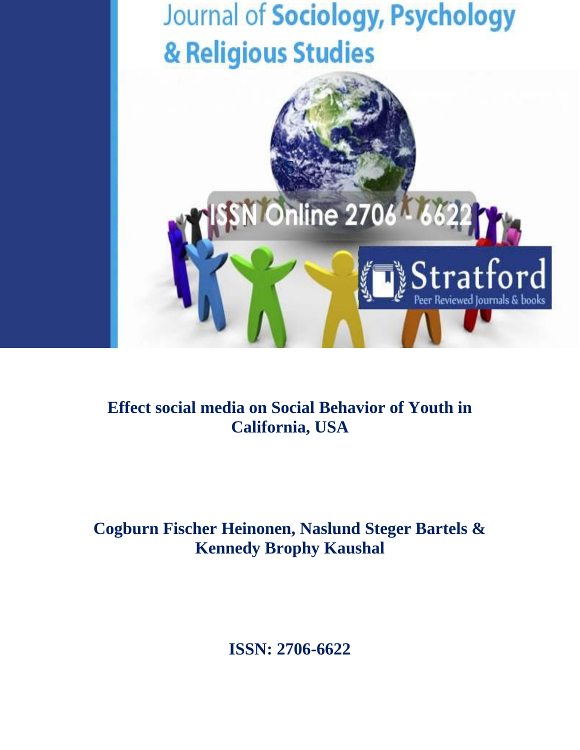Journal of **Sociology, Psychology & Religious Studies**

ISSN Online 2706 - 6622

Stratford

Peer Reviewed Journals & books

# Effect social media on Social Behavior of Youth in California, USA

**Cogburn Fischer Heinonen, Naslund Steger Bartels & Kennedy Brophy Kaushal**

**ISSN: 2706-6622**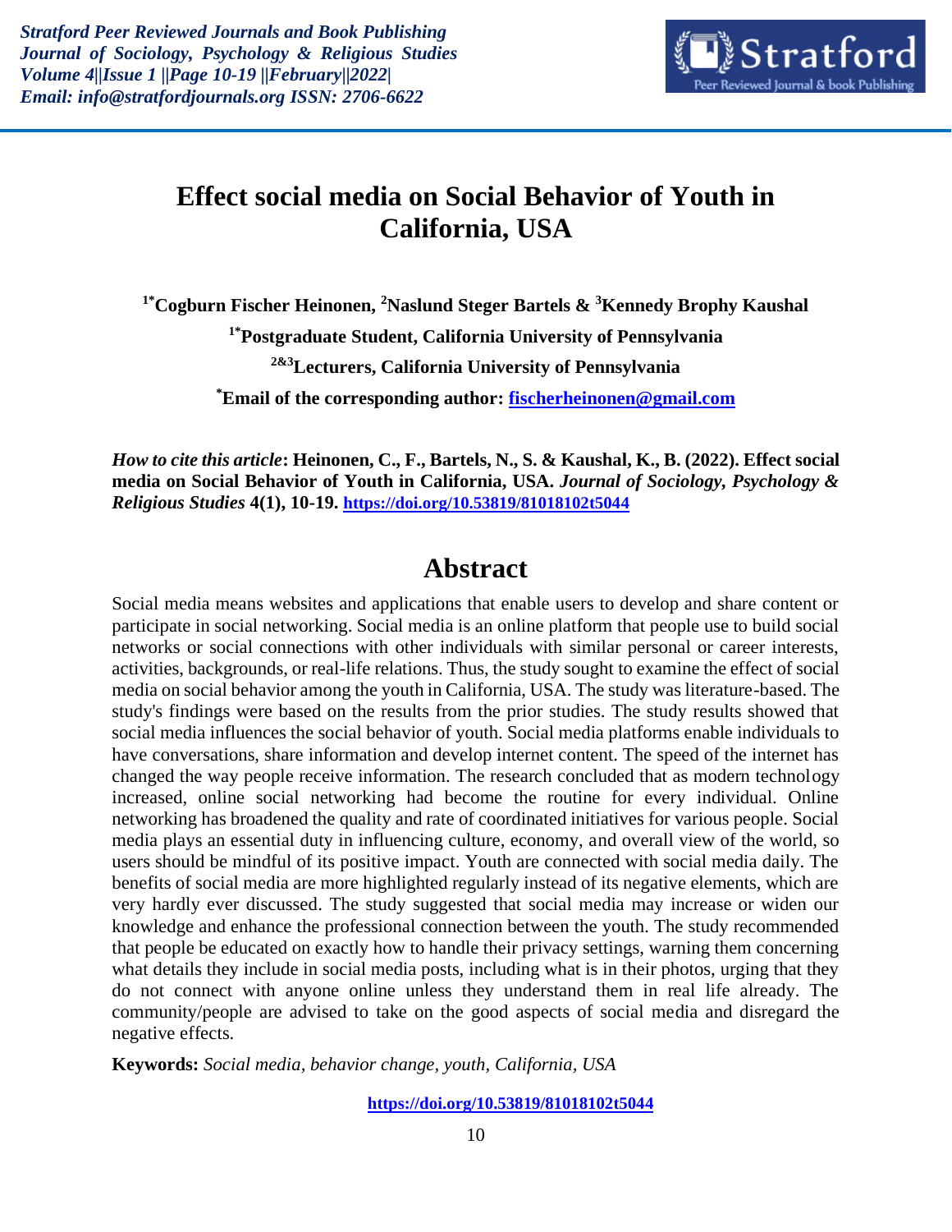# Effect social media on Social Behavior of Youth in California, USA

**[1*]Cogburn Fischer Heinonen, [2]Naslund Steger Bartels & [3]Kennedy Brophy Kaushal**

**[1*]Postgraduate Student, California University of Pennsylvania**

**[2&3]Lecturers, California University of Pennsylvania**

**[*]Email of the corresponding author: fischerheinonen@gmail.com**

*How to cite this article*: **Heinonen, C., F., Bartels, N., S. & Kaushal, K., B. (2022). Effect social media on Social Behavior of Youth in California, USA.** ***Journal of Sociology, Psychology & Religious Studies*** **4(1), 10-19. https://doi.org/10.53819/81018102t5044**

## Abstract

Social media means websites and applications that enable users to develop and share content or participate in social networking. Social media is an online platform that people use to build social networks or social connections with other individuals with similar personal or career interests, activities, backgrounds, or real-life relations. Thus, the study sought to examine the effect of social media on social behavior among the youth in California, USA. The study was literature-based. The study's findings were based on the results from the prior studies. The study results showed that social media influences the social behavior of youth. Social media platforms enable individuals to have conversations, share information and develop internet content. The speed of the internet has changed the way people receive information. The research concluded that as modern technology increased, online social networking had become the routine for every individual. Online networking has broadened the quality and rate of coordinated initiatives for various people. Social media plays an essential duty in influencing culture, economy, and overall view of the world, so users should be mindful of its positive impact. Youth are connected with social media daily. The benefits of social media are more highlighted regularly instead of its negative elements, which are very hardly ever discussed. The study suggested that social media may increase or widen our knowledge and enhance the professional connection between the youth. The study recommended that people be educated on exactly how to handle their privacy settings, warning them concerning what details they include in social media posts, including what is in their photos, urging that they do not connect with anyone online unless they understand them in real life already. The community/people are advised to take on the good aspects of social media and disregard the negative effects.

**Keywords:** *Social media, behavior change, youth, California, USA*

https://doi.org/10.53819/81018102t5044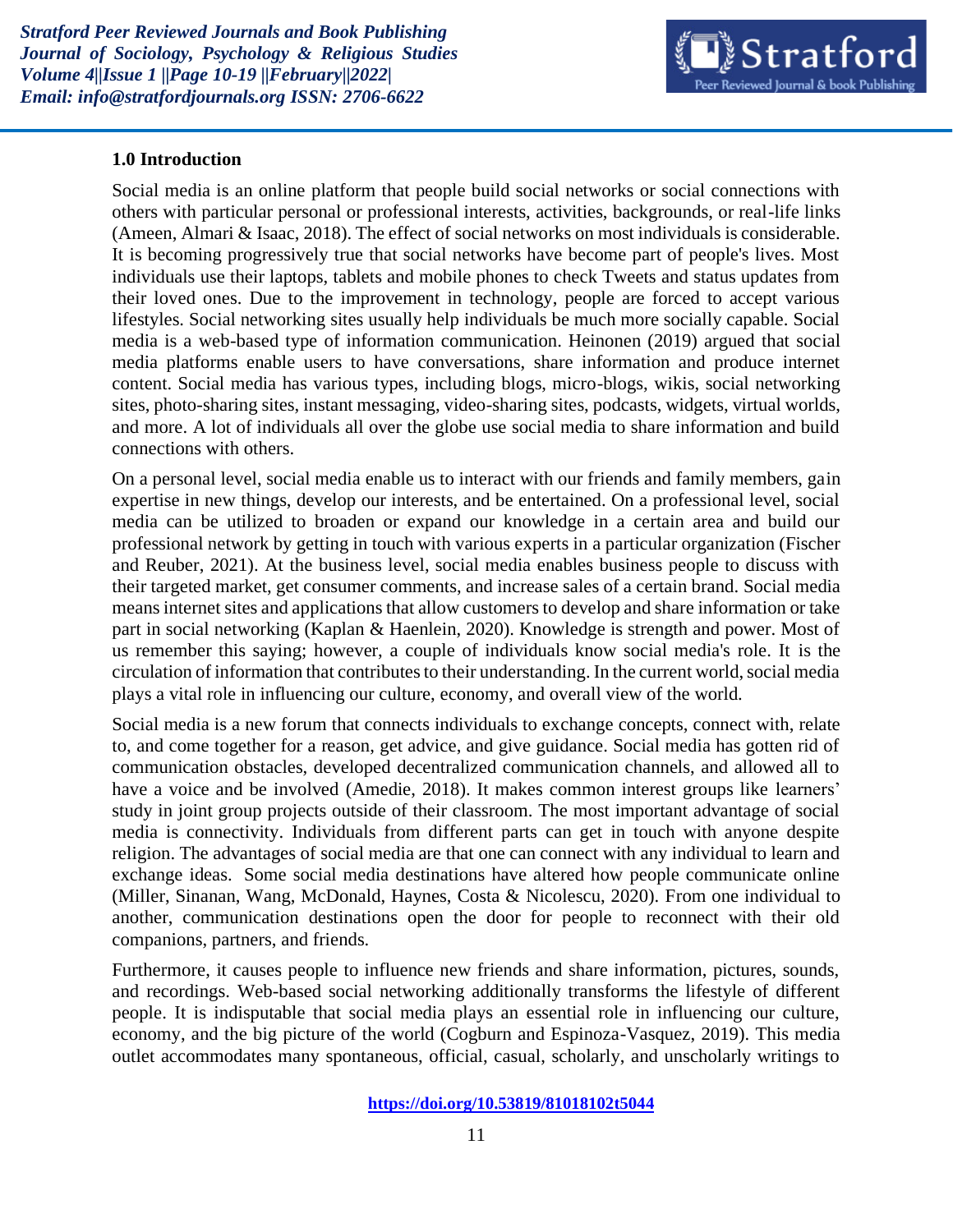## 1.0 Introduction

Social media is an online platform that people build social networks or social connections with others with particular personal or professional interests, activities, backgrounds, or real-life links (Ameen, Almari & Isaac, 2018). The effect of social networks on most individuals is considerable. It is becoming progressively true that social networks have become part of people's lives. Most individuals use their laptops, tablets and mobile phones to check Tweets and status updates from their loved ones. Due to the improvement in technology, people are forced to accept various lifestyles. Social networking sites usually help individuals be much more socially capable. Social media is a web-based type of information communication. Heinonen (2019) argued that social media platforms enable users to have conversations, share information and produce internet content. Social media has various types, including blogs, micro-blogs, wikis, social networking sites, photo-sharing sites, instant messaging, video-sharing sites, podcasts, widgets, virtual worlds, and more. A lot of individuals all over the globe use social media to share information and build connections with others.

On a personal level, social media enable us to interact with our friends and family members, gain expertise in new things, develop our interests, and be entertained. On a professional level, social media can be utilized to broaden or expand our knowledge in a certain area and build our professional network by getting in touch with various experts in a particular organization (Fischer and Reuber, 2021). At the business level, social media enables business people to discuss with their targeted market, get consumer comments, and increase sales of a certain brand. Social media means internet sites and applications that allow customers to develop and share information or take part in social networking (Kaplan & Haenlein, 2020). Knowledge is strength and power. Most of us remember this saying; however, a couple of individuals know social media's role. It is the circulation of information that contributes to their understanding. In the current world, social media plays a vital role in influencing our culture, economy, and overall view of the world.

Social media is a new forum that connects individuals to exchange concepts, connect with, relate to, and come together for a reason, get advice, and give guidance. Social media has gotten rid of communication obstacles, developed decentralized communication channels, and allowed all to have a voice and be involved (Amedie, 2018). It makes common interest groups like learners' study in joint group projects outside of their classroom. The most important advantage of social media is connectivity. Individuals from different parts can get in touch with anyone despite religion. The advantages of social media are that one can connect with any individual to learn and exchange ideas. Some social media destinations have altered how people communicate online (Miller, Sinanan, Wang, McDonald, Haynes, Costa & Nicolescu, 2020). From one individual to another, communication destinations open the door for people to reconnect with their old companions, partners, and friends.

Furthermore, it causes people to influence new friends and share information, pictures, sounds, and recordings. Web-based social networking additionally transforms the lifestyle of different people. It is indisputable that social media plays an essential role in influencing our culture, economy, and the big picture of the world (Cogburn and Espinoza-Vasquez, 2019). This media outlet accommodates many spontaneous, official, casual, scholarly, and unscholarly writings to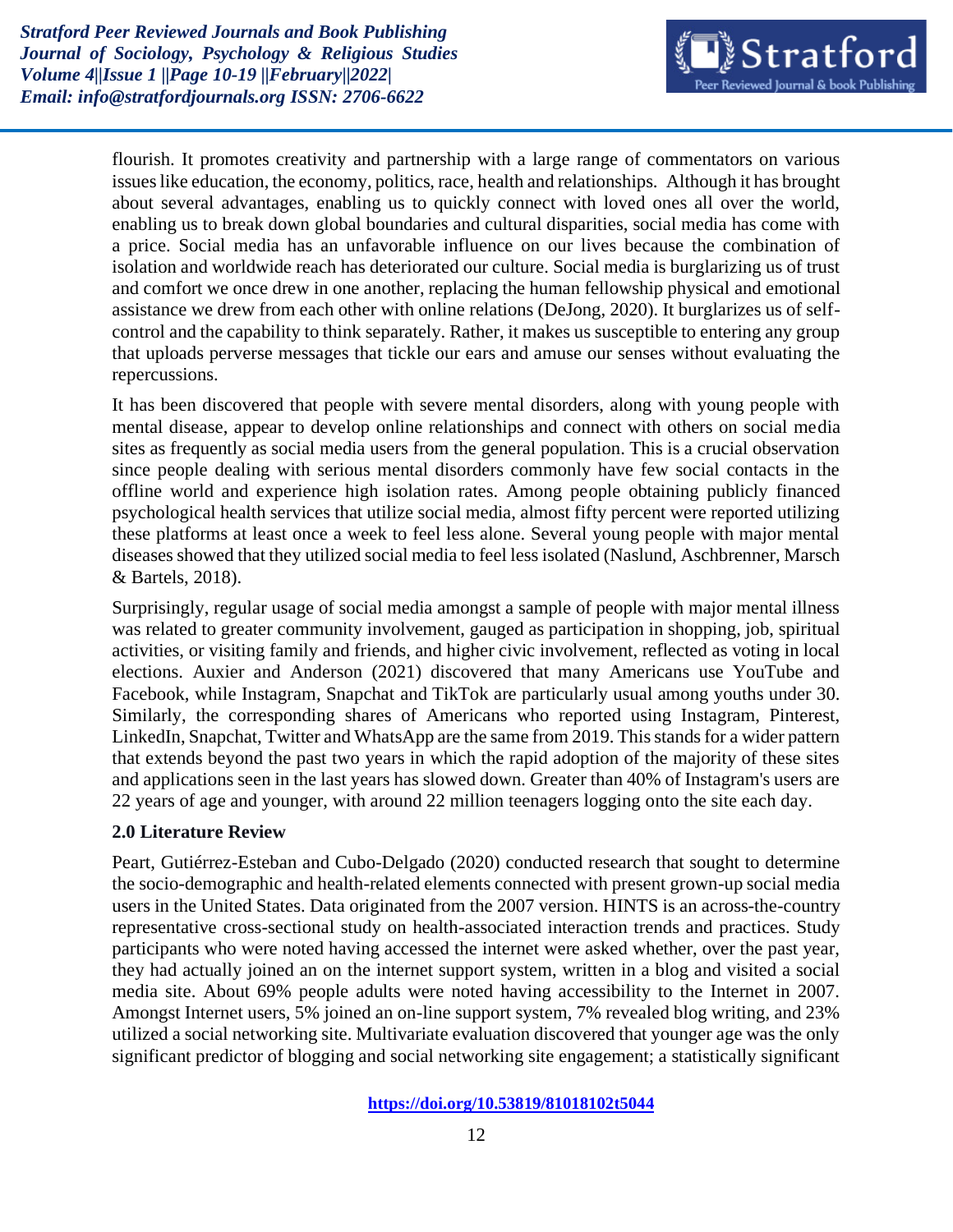flourish. It promotes creativity and partnership with a large range of commentators on various issues like education, the economy, politics, race, health and relationships. Although it has brought about several advantages, enabling us to quickly connect with loved ones all over the world, enabling us to break down global boundaries and cultural disparities, social media has come with a price. Social media has an unfavorable influence on our lives because the combination of isolation and worldwide reach has deteriorated our culture. Social media is burglarizing us of trust and comfort we once drew in one another, replacing the human fellowship physical and emotional assistance we drew from each other with online relations (DeJong, 2020). It burglarizes us of self-control and the capability to think separately. Rather, it makes us susceptible to entering any group that uploads perverse messages that tickle our ears and amuse our senses without evaluating the repercussions.

It has been discovered that people with severe mental disorders, along with young people with mental disease, appear to develop online relationships and connect with others on social media sites as frequently as social media users from the general population. This is a crucial observation since people dealing with serious mental disorders commonly have few social contacts in the offline world and experience high isolation rates. Among people obtaining publicly financed psychological health services that utilize social media, almost fifty percent were reported utilizing these platforms at least once a week to feel less alone. Several young people with major mental diseases showed that they utilized social media to feel less isolated (Naslund, Aschbrenner, Marsch & Bartels, 2018).

Surprisingly, regular usage of social media amongst a sample of people with major mental illness was related to greater community involvement, gauged as participation in shopping, job, spiritual activities, or visiting family and friends, and higher civic involvement, reflected as voting in local elections. Auxier and Anderson (2021) discovered that many Americans use YouTube and Facebook, while Instagram, Snapchat and TikTok are particularly usual among youths under 30. Similarly, the corresponding shares of Americans who reported using Instagram, Pinterest, LinkedIn, Snapchat, Twitter and WhatsApp are the same from 2019. This stands for a wider pattern that extends beyond the past two years in which the rapid adoption of the majority of these sites and applications seen in the last years has slowed down. Greater than 40% of Instagram's users are 22 years of age and younger, with around 22 million teenagers logging onto the site each day.

## 2.0 Literature Review

Peart, Gutiérrez-Esteban and Cubo-Delgado (2020) conducted research that sought to determine the socio-demographic and health-related elements connected with present grown-up social media users in the United States. Data originated from the 2007 version. HINTS is an across-the-country representative cross-sectional study on health-associated interaction trends and practices. Study participants who were noted having accessed the internet were asked whether, over the past year, they had actually joined an on the internet support system, written in a blog and visited a social media site. About 69% people adults were noted having accessibility to the Internet in 2007. Amongst Internet users, 5% joined an on-line support system, 7% revealed blog writing, and 23% utilized a social networking site. Multivariate evaluation discovered that younger age was the only significant predictor of blogging and social networking site engagement; a statistically significant

https://doi.org/10.53819/81018102t5044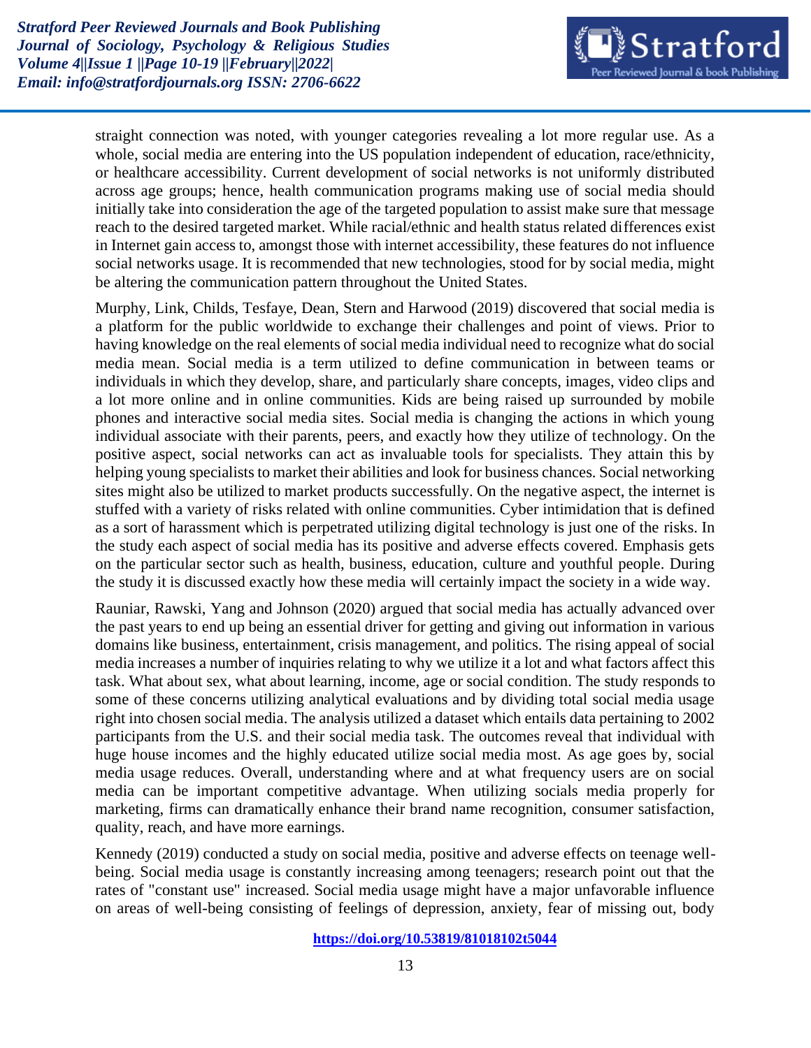straight connection was noted, with younger categories revealing a lot more regular use. As a whole, social media are entering into the US population independent of education, race/ethnicity, or healthcare accessibility. Current development of social networks is not uniformly distributed across age groups; hence, health communication programs making use of social media should initially take into consideration the age of the targeted population to assist make sure that message reach to the desired targeted market. While racial/ethnic and health status related differences exist in Internet gain access to, amongst those with internet accessibility, these features do not influence social networks usage. It is recommended that new technologies, stood for by social media, might be altering the communication pattern throughout the United States.

Murphy, Link, Childs, Tesfaye, Dean, Stern and Harwood (2019) discovered that social media is a platform for the public worldwide to exchange their challenges and point of views. Prior to having knowledge on the real elements of social media individual need to recognize what do social media mean. Social media is a term utilized to define communication in between teams or individuals in which they develop, share, and particularly share concepts, images, video clips and a lot more online and in online communities. Kids are being raised up surrounded by mobile phones and interactive social media sites. Social media is changing the actions in which young individual associate with their parents, peers, and exactly how they utilize of technology. On the positive aspect, social networks can act as invaluable tools for specialists. They attain this by helping young specialists to market their abilities and look for business chances. Social networking sites might also be utilized to market products successfully. On the negative aspect, the internet is stuffed with a variety of risks related with online communities. Cyber intimidation that is defined as a sort of harassment which is perpetrated utilizing digital technology is just one of the risks. In the study each aspect of social media has its positive and adverse effects covered. Emphasis gets on the particular sector such as health, business, education, culture and youthful people. During the study it is discussed exactly how these media will certainly impact the society in a wide way.

Rauniar, Rawski, Yang and Johnson (2020) argued that social media has actually advanced over the past years to end up being an essential driver for getting and giving out information in various domains like business, entertainment, crisis management, and politics. The rising appeal of social media increases a number of inquiries relating to why we utilize it a lot and what factors affect this task. What about sex, what about learning, income, age or social condition. The study responds to some of these concerns utilizing analytical evaluations and by dividing total social media usage right into chosen social media. The analysis utilized a dataset which entails data pertaining to 2002 participants from the U.S. and their social media task. The outcomes reveal that individual with huge house incomes and the highly educated utilize social media most. As age goes by, social media usage reduces. Overall, understanding where and at what frequency users are on social media can be important competitive advantage. When utilizing socials media properly for marketing, firms can dramatically enhance their brand name recognition, consumer satisfaction, quality, reach, and have more earnings.

Kennedy (2019) conducted a study on social media, positive and adverse effects on teenage well-being. Social media usage is constantly increasing among teenagers; research point out that the rates of "constant use" increased. Social media usage might have a major unfavorable influence on areas of well-being consisting of feelings of depression, anxiety, fear of missing out, body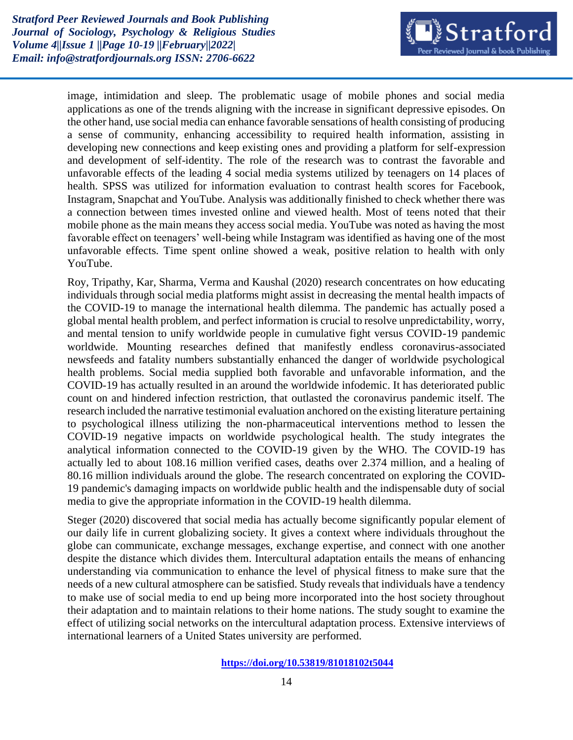image, intimidation and sleep. The problematic usage of mobile phones and social media applications as one of the trends aligning with the increase in significant depressive episodes. On the other hand, use social media can enhance favorable sensations of health consisting of producing a sense of community, enhancing accessibility to required health information, assisting in developing new connections and keep existing ones and providing a platform for self-expression and development of self-identity. The role of the research was to contrast the favorable and unfavorable effects of the leading 4 social media systems utilized by teenagers on 14 places of health. SPSS was utilized for information evaluation to contrast health scores for Facebook, Instagram, Snapchat and YouTube. Analysis was additionally finished to check whether there was a connection between times invested online and viewed health. Most of teens noted that their mobile phone as the main means they access social media. YouTube was noted as having the most favorable effect on teenagers' well-being while Instagram was identified as having one of the most unfavorable effects. Time spent online showed a weak, positive relation to health with only YouTube.

Roy, Tripathy, Kar, Sharma, Verma and Kaushal (2020) research concentrates on how educating individuals through social media platforms might assist in decreasing the mental health impacts of the COVID-19 to manage the international health dilemma. The pandemic has actually posed a global mental health problem, and perfect information is crucial to resolve unpredictability, worry, and mental tension to unify worldwide people in cumulative fight versus COVID-19 pandemic worldwide. Mounting researches defined that manifestly endless coronavirus-associated newsfeeds and fatality numbers substantially enhanced the danger of worldwide psychological health problems. Social media supplied both favorable and unfavorable information, and the COVID-19 has actually resulted in an around the worldwide infodemic. It has deteriorated public count on and hindered infection restriction, that outlasted the coronavirus pandemic itself. The research included the narrative testimonial evaluation anchored on the existing literature pertaining to psychological illness utilizing the non-pharmaceutical interventions method to lessen the COVID-19 negative impacts on worldwide psychological health. The study integrates the analytical information connected to the COVID-19 given by the WHO. The COVID-19 has actually led to about 108.16 million verified cases, deaths over 2.374 million, and a healing of 80.16 million individuals around the globe. The research concentrated on exploring the COVID-19 pandemic's damaging impacts on worldwide public health and the indispensable duty of social media to give the appropriate information in the COVID-19 health dilemma.

Steger (2020) discovered that social media has actually become significantly popular element of our daily life in current globalizing society. It gives a context where individuals throughout the globe can communicate, exchange messages, exchange expertise, and connect with one another despite the distance which divides them. Intercultural adaptation entails the means of enhancing understanding via communication to enhance the level of physical fitness to make sure that the needs of a new cultural atmosphere can be satisfied. Study reveals that individuals have a tendency to make use of social media to end up being more incorporated into the host society throughout their adaptation and to maintain relations to their home nations. The study sought to examine the effect of utilizing social networks on the intercultural adaptation process. Extensive interviews of international learners of a United States university are performed.

https://doi.org/10.53819/81018102t5044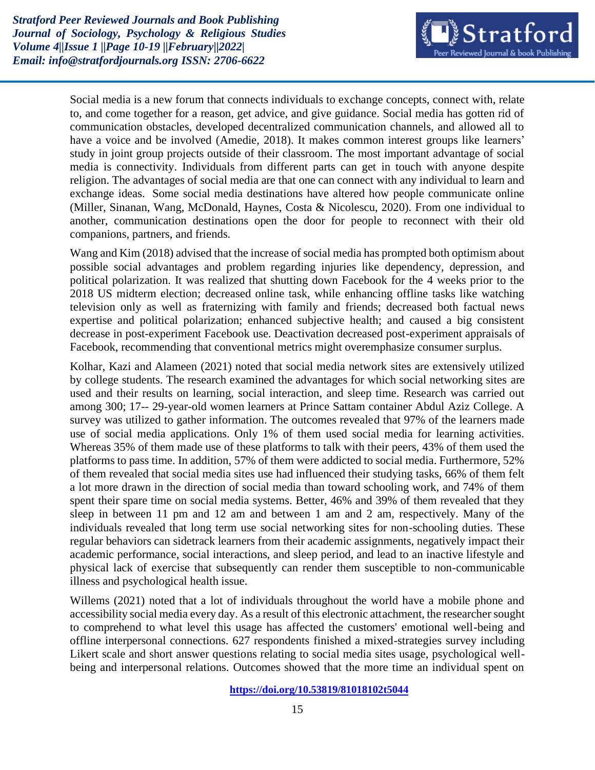Social media is a new forum that connects individuals to exchange concepts, connect with, relate to, and come together for a reason, get advice, and give guidance. Social media has gotten rid of communication obstacles, developed decentralized communication channels, and allowed all to have a voice and be involved (Amedie, 2018). It makes common interest groups like learners' study in joint group projects outside of their classroom. The most important advantage of social media is connectivity. Individuals from different parts can get in touch with anyone despite religion. The advantages of social media are that one can connect with any individual to learn and exchange ideas. Some social media destinations have altered how people communicate online (Miller, Sinanan, Wang, McDonald, Haynes, Costa & Nicolescu, 2020). From one individual to another, communication destinations open the door for people to reconnect with their old companions, partners, and friends.

Wang and Kim (2018) advised that the increase of social media has prompted both optimism about possible social advantages and problem regarding injuries like dependency, depression, and political polarization. It was realized that shutting down Facebook for the 4 weeks prior to the 2018 US midterm election; decreased online task, while enhancing offline tasks like watching television only as well as fraternizing with family and friends; decreased both factual news expertise and political polarization; enhanced subjective health; and caused a big consistent decrease in post-experiment Facebook use. Deactivation decreased post-experiment appraisals of Facebook, recommending that conventional metrics might overemphasize consumer surplus.

Kolhar, Kazi and Alameen (2021) noted that social media network sites are extensively utilized by college students. The research examined the advantages for which social networking sites are used and their results on learning, social interaction, and sleep time. Research was carried out among 300; 17-- 29-year-old women learners at Prince Sattam container Abdul Aziz College. A survey was utilized to gather information. The outcomes revealed that 97% of the learners made use of social media applications. Only 1% of them used social media for learning activities. Whereas 35% of them made use of these platforms to talk with their peers, 43% of them used the platforms to pass time. In addition, 57% of them were addicted to social media. Furthermore, 52% of them revealed that social media sites use had influenced their studying tasks, 66% of them felt a lot more drawn in the direction of social media than toward schooling work, and 74% of them spent their spare time on social media systems. Better, 46% and 39% of them revealed that they sleep in between 11 pm and 12 am and between 1 am and 2 am, respectively. Many of the individuals revealed that long term use social networking sites for non-schooling duties. These regular behaviors can sidetrack learners from their academic assignments, negatively impact their academic performance, social interactions, and sleep period, and lead to an inactive lifestyle and physical lack of exercise that subsequently can render them susceptible to non-communicable illness and psychological health issue.

Willems (2021) noted that a lot of individuals throughout the world have a mobile phone and accessibility social media every day. As a result of this electronic attachment, the researcher sought to comprehend to what level this usage has affected the customers' emotional well-being and offline interpersonal connections. 627 respondents finished a mixed-strategies survey including Likert scale and short answer questions relating to social media sites usage, psychological well-being and interpersonal relations. Outcomes showed that the more time an individual spent on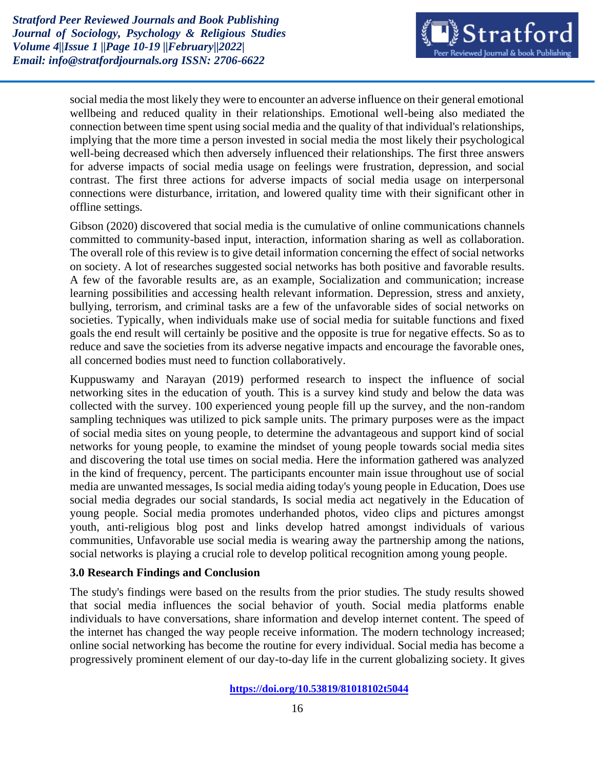social media the most likely they were to encounter an adverse influence on their general emotional wellbeing and reduced quality in their relationships. Emotional well-being also mediated the connection between time spent using social media and the quality of that individual's relationships, implying that the more time a person invested in social media the most likely their psychological well-being decreased which then adversely influenced their relationships. The first three answers for adverse impacts of social media usage on feelings were frustration, depression, and social contrast. The first three actions for adverse impacts of social media usage on interpersonal connections were disturbance, irritation, and lowered quality time with their significant other in offline settings.

Gibson (2020) discovered that social media is the cumulative of online communications channels committed to community-based input, interaction, information sharing as well as collaboration. The overall role of this review is to give detail information concerning the effect of social networks on society. A lot of researches suggested social networks has both positive and favorable results. A few of the favorable results are, as an example, Socialization and communication; increase learning possibilities and accessing health relevant information. Depression, stress and anxiety, bullying, terrorism, and criminal tasks are a few of the unfavorable sides of social networks on societies. Typically, when individuals make use of social media for suitable functions and fixed goals the end result will certainly be positive and the opposite is true for negative effects. So as to reduce and save the societies from its adverse negative impacts and encourage the favorable ones, all concerned bodies must need to function collaboratively.

Kuppuswamy and Narayan (2019) performed research to inspect the influence of social networking sites in the education of youth. This is a survey kind study and below the data was collected with the survey. 100 experienced young people fill up the survey, and the non-random sampling techniques was utilized to pick sample units. The primary purposes were as the impact of social media sites on young people, to determine the advantageous and support kind of social networks for young people, to examine the mindset of young people towards social media sites and discovering the total use times on social media. Here the information gathered was analyzed in the kind of frequency, percent. The participants encounter main issue throughout use of social media are unwanted messages, Is social media aiding today's young people in Education, Does use social media degrades our social standards, Is social media act negatively in the Education of young people. Social media promotes underhanded photos, video clips and pictures amongst youth, anti-religious blog post and links develop hatred amongst individuals of various communities, Unfavorable use social media is wearing away the partnership among the nations, social networks is playing a crucial role to develop political recognition among young people.

**3.0 Research Findings and Conclusion**

The study's findings were based on the results from the prior studies. The study results showed that social media influences the social behavior of youth. Social media platforms enable individuals to have conversations, share information and develop internet content. The speed of the internet has changed the way people receive information. The modern technology increased; online social networking has become the routine for every individual. Social media has become a progressively prominent element of our day-to-day life in the current globalizing society. It gives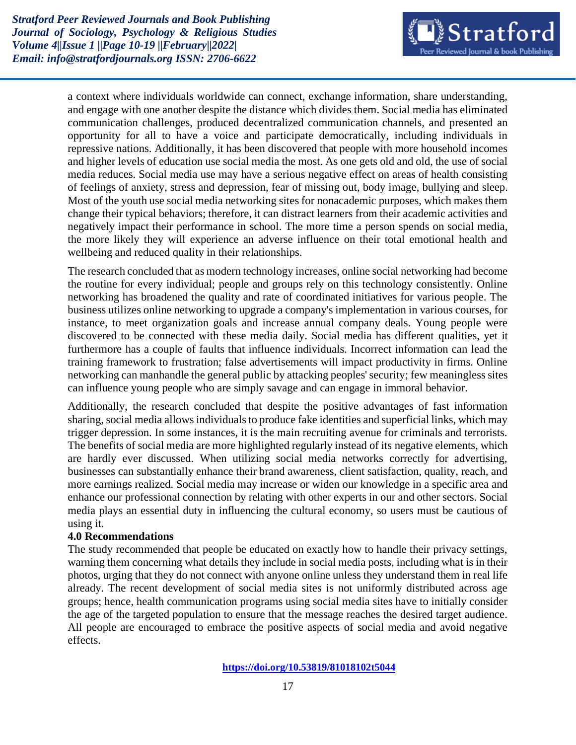a context where individuals worldwide can connect, exchange information, share understanding, and engage with one another despite the distance which divides them. Social media has eliminated communication challenges, produced decentralized communication channels, and presented an opportunity for all to have a voice and participate democratically, including individuals in repressive nations. Additionally, it has been discovered that people with more household incomes and higher levels of education use social media the most. As one gets old and old, the use of social media reduces. Social media use may have a serious negative effect on areas of health consisting of feelings of anxiety, stress and depression, fear of missing out, body image, bullying and sleep. Most of the youth use social media networking sites for nonacademic purposes, which makes them change their typical behaviors; therefore, it can distract learners from their academic activities and negatively impact their performance in school. The more time a person spends on social media, the more likely they will experience an adverse influence on their total emotional health and wellbeing and reduced quality in their relationships.

The research concluded that as modern technology increases, online social networking had become the routine for every individual; people and groups rely on this technology consistently. Online networking has broadened the quality and rate of coordinated initiatives for various people. The business utilizes online networking to upgrade a company's implementation in various courses, for instance, to meet organization goals and increase annual company deals. Young people were discovered to be connected with these media daily. Social media has different qualities, yet it furthermore has a couple of faults that influence individuals. Incorrect information can lead the training framework to frustration; false advertisements will impact productivity in firms. Online networking can manhandle the general public by attacking peoples' security; few meaningless sites can influence young people who are simply savage and can engage in immoral behavior.

Additionally, the research concluded that despite the positive advantages of fast information sharing, social media allows individuals to produce fake identities and superficial links, which may trigger depression. In some instances, it is the main recruiting avenue for criminals and terrorists. The benefits of social media are more highlighted regularly instead of its negative elements, which are hardly ever discussed. When utilizing social media networks correctly for advertising, businesses can substantially enhance their brand awareness, client satisfaction, quality, reach, and more earnings realized. Social media may increase or widen our knowledge in a specific area and enhance our professional connection by relating with other experts in our and other sectors. Social media plays an essential duty in influencing the cultural economy, so users must be cautious of using it.

## 4.0 Recommendations

The study recommended that people be educated on exactly how to handle their privacy settings, warning them concerning what details they include in social media posts, including what is in their photos, urging that they do not connect with anyone online unless they understand them in real life already. The recent development of social media sites is not uniformly distributed across age groups; hence, health communication programs using social media sites have to initially consider the age of the targeted population to ensure that the message reaches the desired target audience. All people are encouraged to embrace the positive aspects of social media and avoid negative effects.

https://doi.org/10.53819/81018102t5044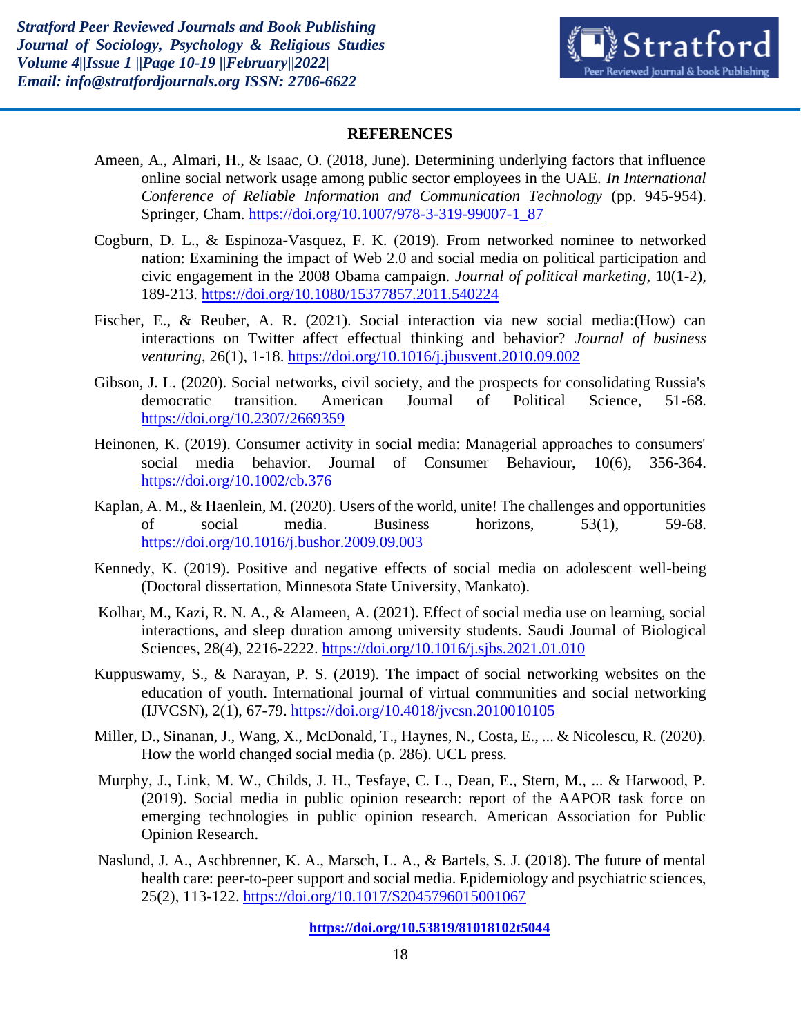## REFERENCES

Ameen, A., Almari, H., & Isaac, O. (2018, June). Determining underlying factors that influence online social network usage among public sector employees in the UAE. *In International Conference of Reliable Information and Communication Technology* (pp. 945-954). Springer, Cham. https://doi.org/10.1007/978-3-319-99007-1_87

Cogburn, D. L., & Espinoza-Vasquez, F. K. (2019). From networked nominee to networked nation: Examining the impact of Web 2.0 and social media on political participation and civic engagement in the 2008 Obama campaign. *Journal of political marketing*, 10(1-2), 189-213. https://doi.org/10.1080/15377857.2011.540224

Fischer, E., & Reuber, A. R. (2021). Social interaction via new social media:(How) can interactions on Twitter affect effectual thinking and behavior? *Journal of business venturing*, 26(1), 1-18. https://doi.org/10.1016/j.jbusvent.2010.09.002

Gibson, J. L. (2020). Social networks, civil society, and the prospects for consolidating Russia's democratic transition. American Journal of Political Science, 51-68. https://doi.org/10.2307/2669359

Heinonen, K. (2019). Consumer activity in social media: Managerial approaches to consumers' social media behavior. Journal of Consumer Behaviour, 10(6), 356-364. https://doi.org/10.1002/cb.376

Kaplan, A. M., & Haenlein, M. (2020). Users of the world, unite! The challenges and opportunities of social media. Business horizons, 53(1), 59-68. https://doi.org/10.1016/j.bushor.2009.09.003

Kennedy, K. (2019). Positive and negative effects of social media on adolescent well-being (Doctoral dissertation, Minnesota State University, Mankato).

Kolhar, M., Kazi, R. N. A., & Alameen, A. (2021). Effect of social media use on learning, social interactions, and sleep duration among university students. Saudi Journal of Biological Sciences, 28(4), 2216-2222. https://doi.org/10.1016/j.sjbs.2021.01.010

Kuppuswamy, S., & Narayan, P. S. (2019). The impact of social networking websites on the education of youth. International journal of virtual communities and social networking (IJVCSN), 2(1), 67-79. https://doi.org/10.4018/jvcsn.2010010105

Miller, D., Sinanan, J., Wang, X., McDonald, T., Haynes, N., Costa, E., ... & Nicolescu, R. (2020). How the world changed social media (p. 286). UCL press.

Murphy, J., Link, M. W., Childs, J. H., Tesfaye, C. L., Dean, E., Stern, M., ... & Harwood, P. (2019). Social media in public opinion research: report of the AAPOR task force on emerging technologies in public opinion research. American Association for Public Opinion Research.

Naslund, J. A., Aschbrenner, K. A., Marsch, L. A., & Bartels, S. J. (2018). The future of mental health care: peer-to-peer support and social media. Epidemiology and psychiatric sciences, 25(2), 113-122. https://doi.org/10.1017/S2045796015001067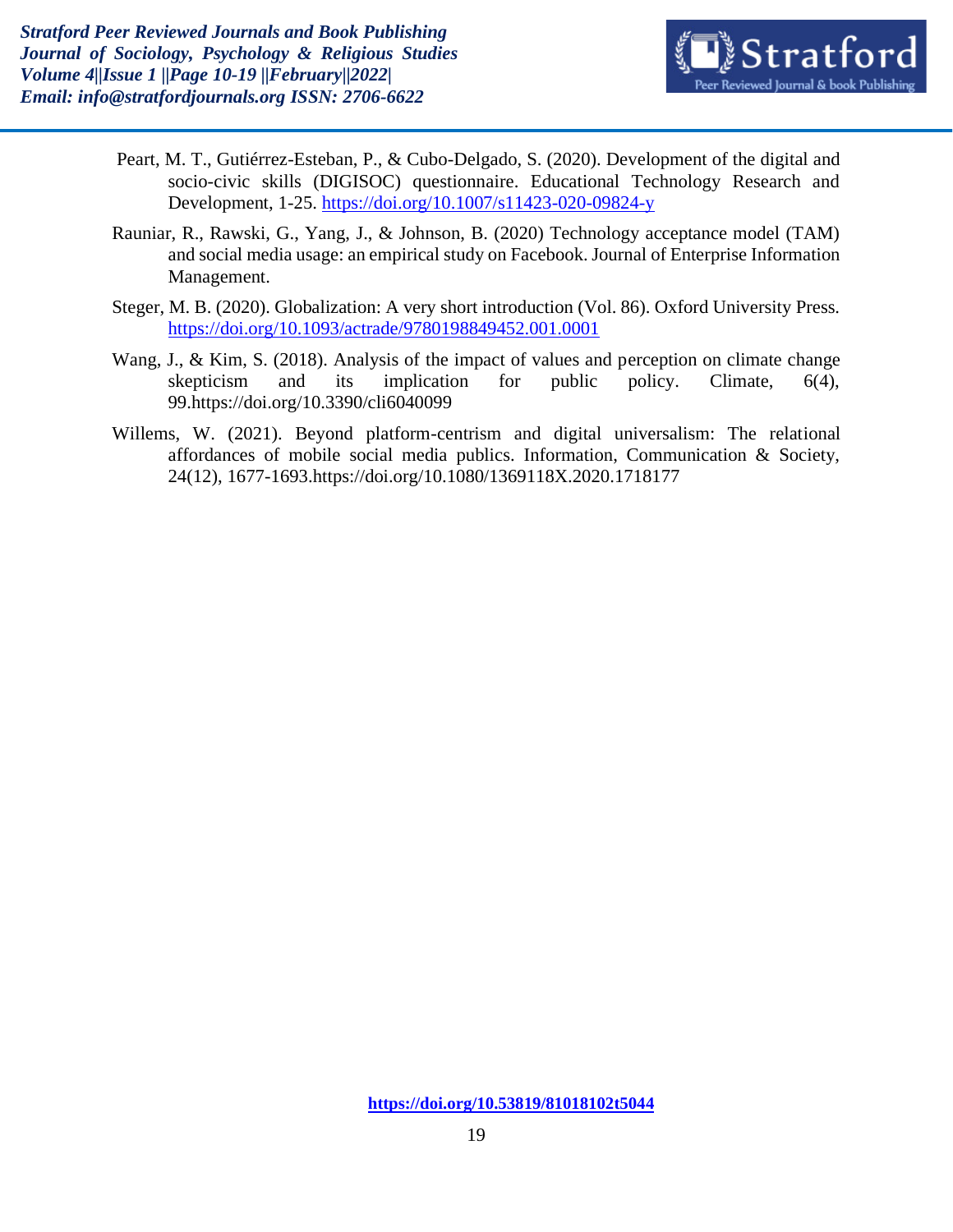Peart, M. T., Gutiérrez-Esteban, P., & Cubo-Delgado, S. (2020). Development of the digital and socio-civic skills (DIGISOC) questionnaire. Educational Technology Research and Development, 1-25. https://doi.org/10.1007/s11423-020-09824-y

Rauniar, R., Rawski, G., Yang, J., & Johnson, B. (2020) Technology acceptance model (TAM) and social media usage: an empirical study on Facebook. Journal of Enterprise Information Management.

Steger, M. B. (2020). Globalization: A very short introduction (Vol. 86). Oxford University Press. https://doi.org/10.1093/actrade/9780198849452.001.0001

Wang, J., & Kim, S. (2018). Analysis of the impact of values and perception on climate change skepticism and its implication for public policy. Climate, 6(4), 99.https://doi.org/10.3390/cli6040099

Willems, W. (2021). Beyond platform-centrism and digital universalism: The relational affordances of mobile social media publics. Information, Communication & Society, 24(12), 1677-1693.https://doi.org/10.1080/1369118X.2020.1718177